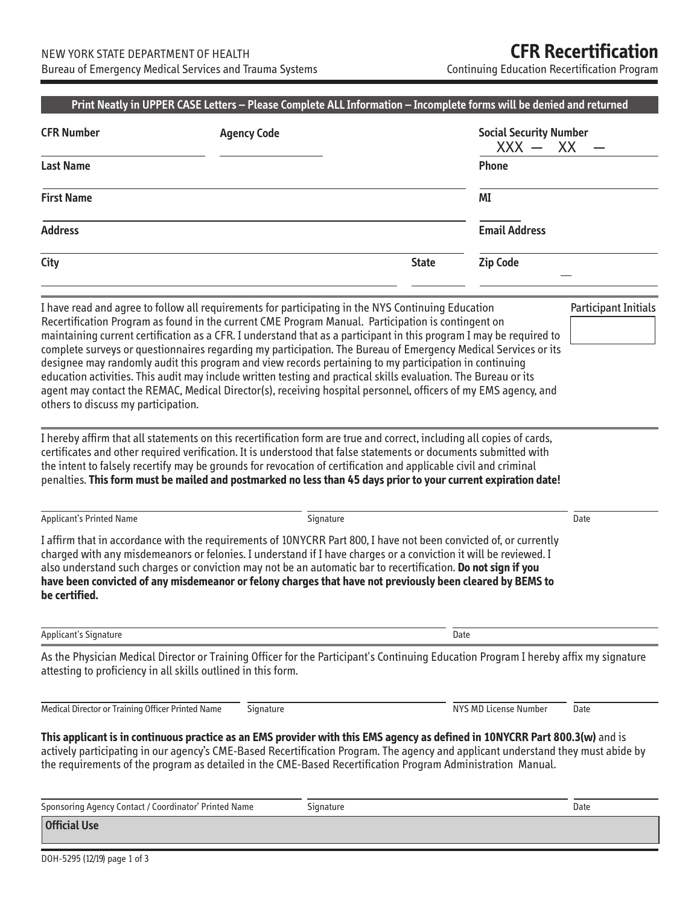NEW YORK STATE DEPARTMENT OF HEALTH
Bureau of Emergency Medical Services and Trauma Systems

# CFR Recertification

Continuing Education Recertification Program

**Print Neatly in UPPER CASE Letters – Please Complete ALL Information – Incomplete forms will be denied and returned**

**CFR Number** ____________ **Agency Code** ____________ **Social Security Number** XXX — XX — ____

**Last Name** ____________ **Phone** ____________

**First Name** ____________ **MI** ____

**Address** ____________ **Email Address** ____________

**City** ____________ **State** ____ **Zip Code** ____________

I have read and agree to follow all requirements for participating in the NYS Continuing Education Recertification Program as found in the current CME Program Manual. Participation is contingent on maintaining current certification as a CFR. I understand that as a participant in this program I may be required to complete surveys or questionnaires regarding my participation. The Bureau of Emergency Medical Services or its designee may randomly audit this program and view records pertaining to my participation in continuing education activities. This audit may include written testing and practical skills evaluation. The Bureau or its agent may contact the REMAC, Medical Director(s), receiving hospital personnel, officers of my EMS agency, and others to discuss my participation.

Participant Initials ____

I hereby affirm that all statements on this recertification form are true and correct, including all copies of cards, certificates and other required verification. It is understood that false statements or documents submitted with the intent to falsely recertify may be grounds for revocation of certification and applicable civil and criminal penalties. **This form must be mailed and postmarked no less than 45 days prior to your current expiration date!**

Applicant's Printed Name ____________ Signature ____________ Date ____________

I affirm that in accordance with the requirements of 10NYCRR Part 800, I have not been convicted of, or currently charged with any misdemeanors or felonies. I understand if I have charges or a conviction it will be reviewed. I also understand such charges or conviction may not be an automatic bar to recertification. **Do not sign if you have been convicted of any misdemeanor or felony charges that have not previously been cleared by BEMS to be certified.**

Applicant's Signature ____________ Date ____________

As the Physician Medical Director or Training Officer for the Participant's Continuing Education Program I hereby affix my signature attesting to proficiency in all skills outlined in this form.

Medical Director or Training Officer Printed Name ____________ Signature ____________ NYS MD License Number ____________ Date ____________

**This applicant is in continuous practice as an EMS provider with this EMS agency as defined in 10NYCRR Part 800.3(w)** and is actively participating in our agency's CME-Based Recertification Program. The agency and applicant understand they must abide by the requirements of the program as detailed in the CME-Based Recertification Program Administration Manual.

Sponsoring Agency Contact / Coordinator' Printed Name ____________ Signature ____________ Date ____________

**Official Use**

DOH-5295 (12/19)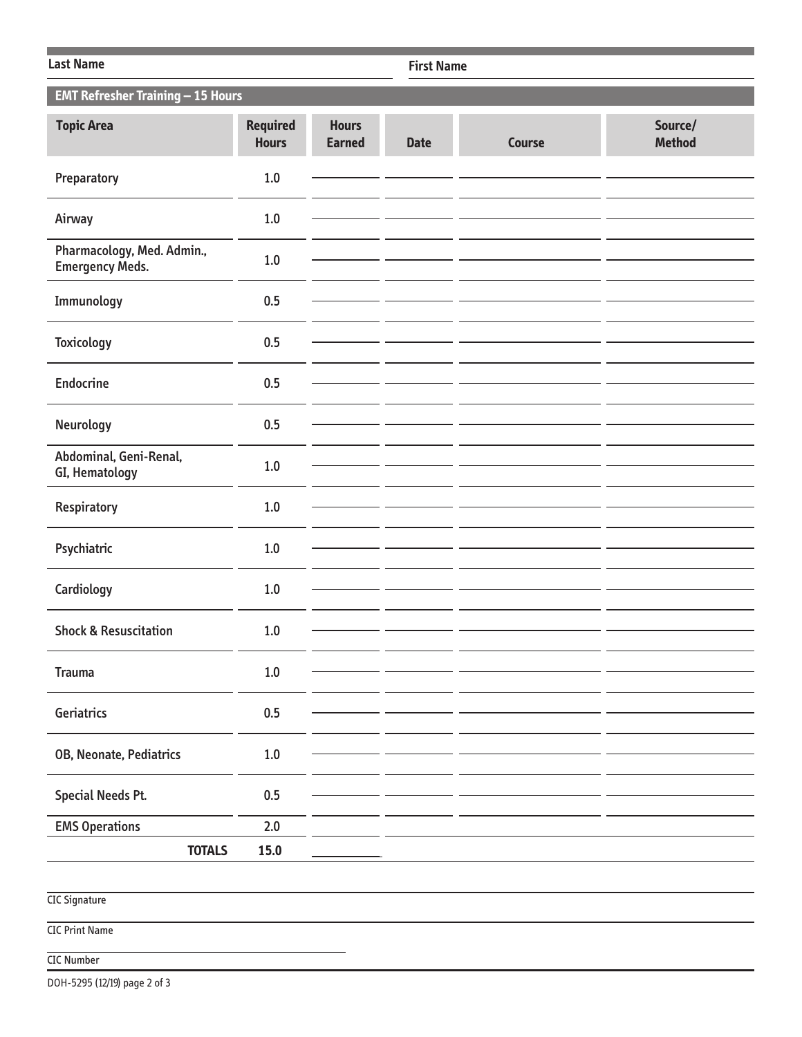Last Name ______________________ First Name ______________________

## EMT Refresher Training – 15 Hours

| Topic Area | Required Hours | Hours Earned | Date | Course | Source/ Method |
|---|---|---|---|---|---|
| Preparatory | 1.0 | | | | |
| Airway | 1.0 | | | | |
| Pharmacology, Med. Admin., Emergency Meds. | 1.0 | | | | |
| Immunology | 0.5 | | | | |
| Toxicology | 0.5 | | | | |
| Endocrine | 0.5 | | | | |
| Neurology | 0.5 | | | | |
| Abdominal, Geni-Renal, GI, Hematology | 1.0 | | | | |
| Respiratory | 1.0 | | | | |
| Psychiatric | 1.0 | | | | |
| Cardiology | 1.0 | | | | |
| Shock & Resuscitation | 1.0 | | | | |
| Trauma | 1.0 | | | | |
| Geriatrics | 0.5 | | | | |
| OB, Neonate, Pediatrics | 1.0 | | | | |
| Special Needs Pt. | 0.5 | | | | |
| EMS Operations | 2.0 | | | | |
| **TOTALS** | **15.0** | | | | |

CIC Signature ______________________

CIC Print Name ______________________

CIC Number ______________________

DOH-5295 (12/19)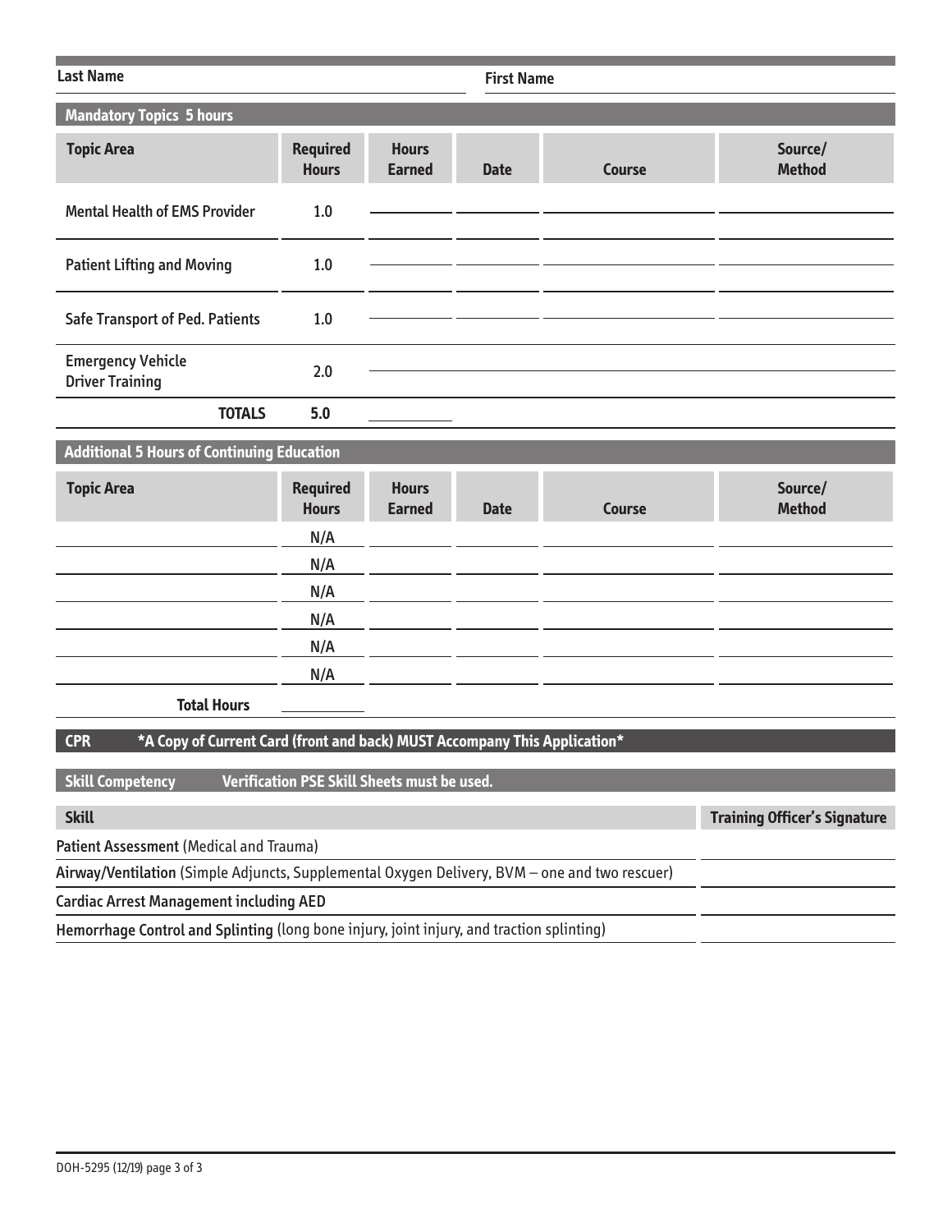| Last Name | | First Name | |
|---|---|---|---|
| | | | |

## Mandatory Topics 5 hours

| Topic Area | Required Hours | Hours Earned | Date | Course | Source/ Method |
|---|---|---|---|---|---|
| Mental Health of EMS Provider | 1.0 | | | | |
| Patient Lifting and Moving | 1.0 | | | | |
| Safe Transport of Ped. Patients | 1.0 | | | | |
| Emergency Vehicle Driver Training | 2.0 | | | | |
| **TOTALS** | **5.0** | | | | |

## Additional 5 Hours of Continuing Education

| Topic Area | Required Hours | Hours Earned | Date | Course | Source/ Method |
|---|---|---|---|---|---|
| | N/A | | | | |
| | N/A | | | | |
| | N/A | | | | |
| | N/A | | | | |
| | N/A | | | | |
| | N/A | | | | |
| **Total Hours** | | | | | |

## CPR *A Copy of Current Card (front and back) MUST Accompany This Application*

## Skill Competency Verification PSE Skill Sheets must be used.

| Skill | Training Officer's Signature |
|---|---|
| **Patient Assessment** (Medical and Trauma) | |
| **Airway/Ventilation** (Simple Adjuncts, Supplemental Oxygen Delivery, BVM – one and two rescuer) | |
| **Cardiac Arrest Management including AED** | |
| **Hemorrhage Control and Splinting** (long bone injury, joint injury, and traction splinting) | |

DOH-5295 (12/19)